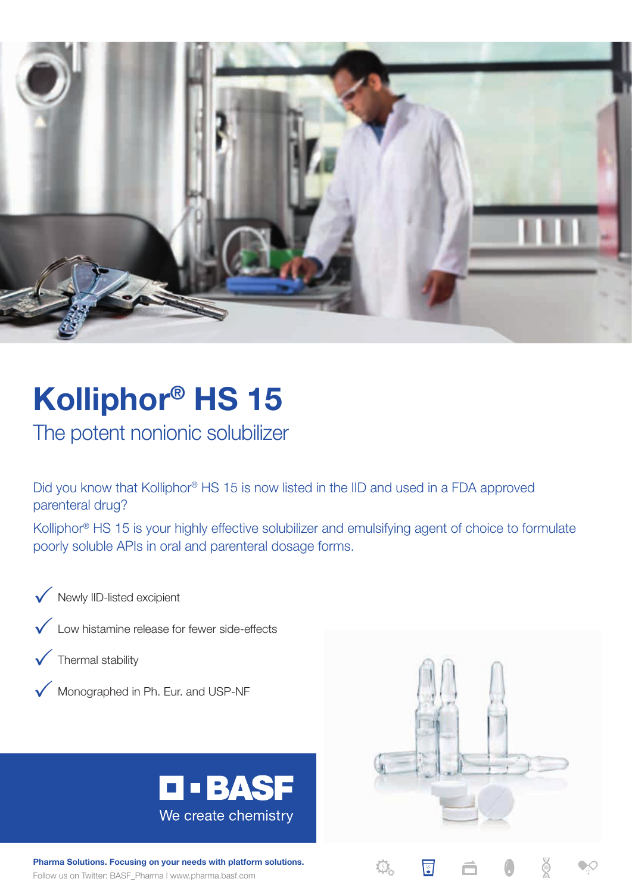# Kolliphor® HS 15

## The potent nonionic solubilizer

Did you know that Kolliphor® HS 15 is now listed in the IID and used in a FDA approved parenteral drug?

Kolliphor® HS 15 is your highly effective solubilizer and emulsifying agent of choice to formulate poorly soluble APIs in oral and parenteral dosage forms.

- ✓ Newly IID-listed excipient
- ✓ Low histamine release for fewer side-effects
- ✓ Thermal stability
- ✓ Monographed in Ph. Eur. and USP-NF

BASF
We create chemistry

**Pharma Solutions. Focusing on your needs with platform solutions.**

Follow us on Twitter: BASF_Pharma I www.pharma.basf.com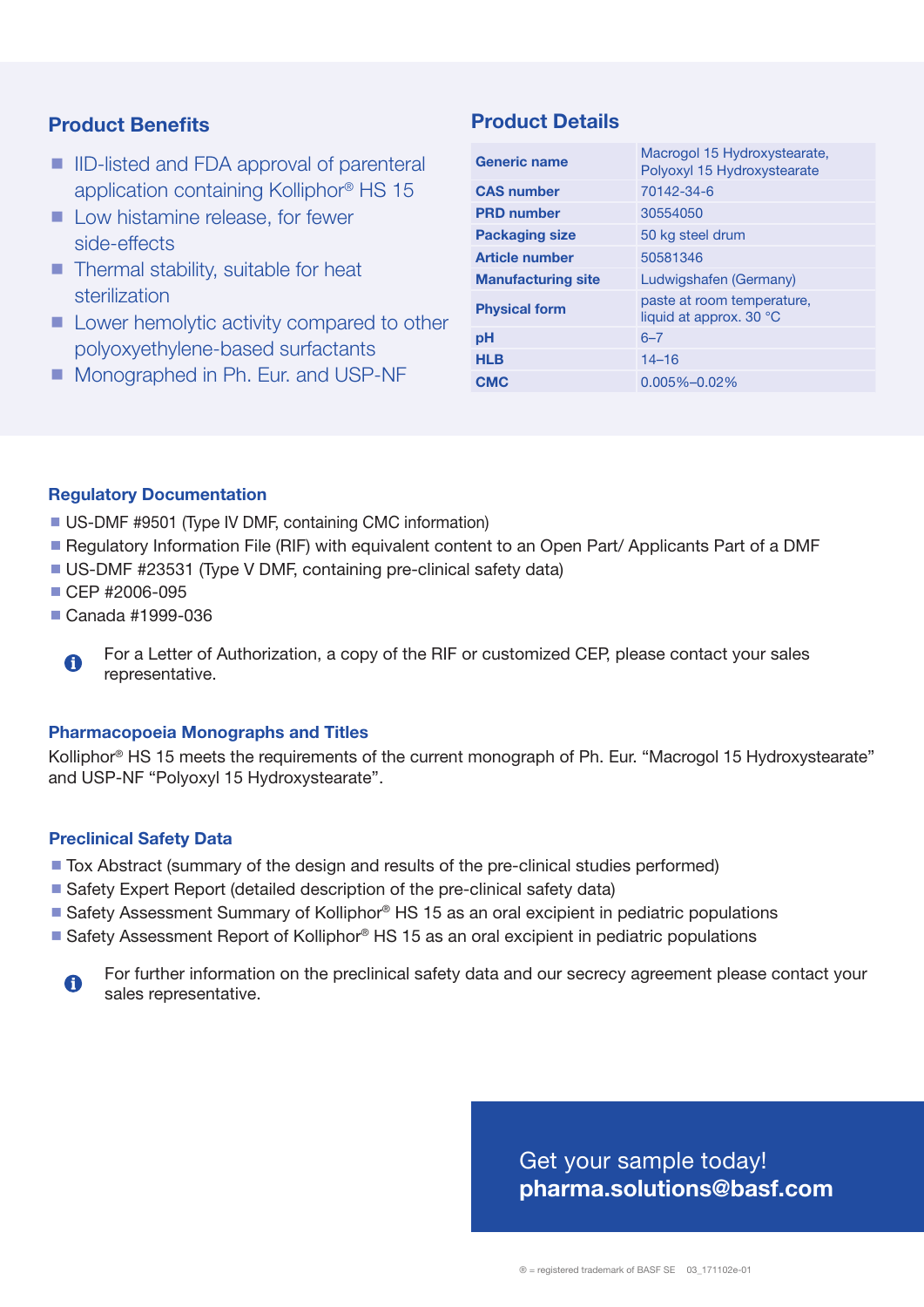## Product Benefits

- IID-listed and FDA approval of parenteral application containing Kolliphor® HS 15
- Low histamine release, for fewer side-effects
- Thermal stability, suitable for heat sterilization
- Lower hemolytic activity compared to other polyoxyethylene-based surfactants
- Monographed in Ph. Eur. and USP-NF

## Product Details

| | |
|---|---|
| **Generic name** | Macrogol 15 Hydroxystearate, Polyoxyl 15 Hydroxystearate |
| **CAS number** | 70142-34-6 |
| **PRD number** | 30554050 |
| **Packaging size** | 50 kg steel drum |
| **Article number** | 50581346 |
| **Manufacturing site** | Ludwigshafen (Germany) |
| **Physical form** | paste at room temperature, liquid at approx. 30 °C |
| **pH** | 6–7 |
| **HLB** | 14–16 |
| **CMC** | 0.005%–0.02% |

### Regulatory Documentation

- US-DMF #9501 (Type IV DMF, containing CMC information)
- Regulatory Information File (RIF) with equivalent content to an Open Part/ Applicants Part of a DMF
- US-DMF #23531 (Type V DMF, containing pre-clinical safety data)
- CEP #2006-095
- Canada #1999-036

For a Letter of Authorization, a copy of the RIF or customized CEP, please contact your sales representative.

### Pharmacopoeia Monographs and Titles

Kolliphor® HS 15 meets the requirements of the current monograph of Ph. Eur. “Macrogol 15 Hydroxystearate” and USP-NF “Polyoxyl 15 Hydroxystearate”.

### Preclinical Safety Data

- Tox Abstract (summary of the design and results of the pre-clinical studies performed)
- Safety Expert Report (detailed description of the pre-clinical safety data)
- Safety Assessment Summary of Kolliphor® HS 15 as an oral excipient in pediatric populations
- Safety Assessment Report of Kolliphor® HS 15 as an oral excipient in pediatric populations

For further information on the preclinical safety data and our secrecy agreement please contact your sales representative.

Get your sample today!
**pharma.solutions@basf.com**

® = registered trademark of BASF SE 03_171102e-01